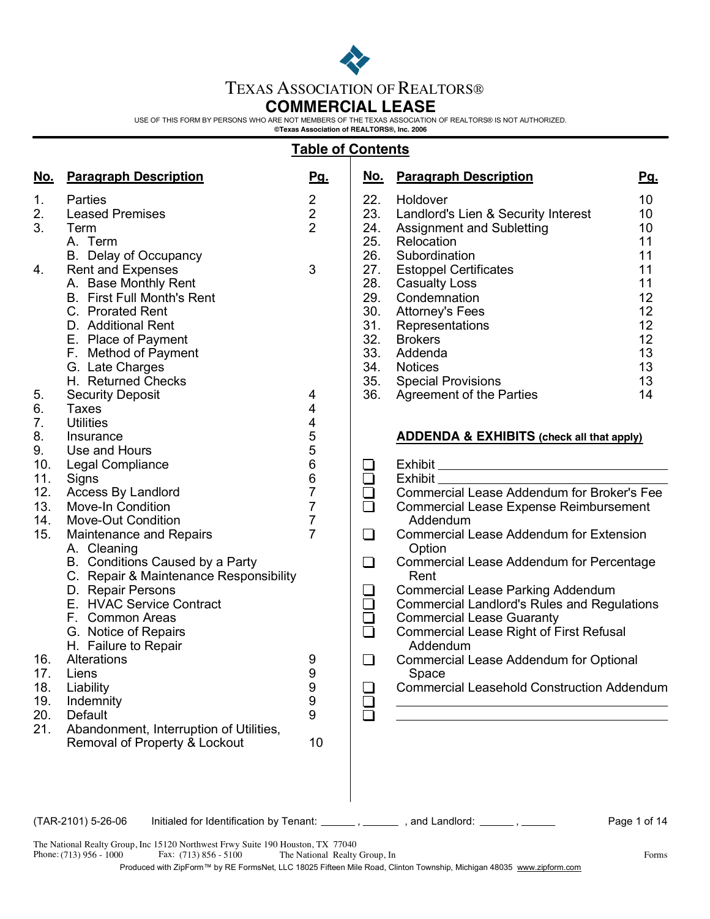# TEXAS ASSOCIATION OF REALTORS®

# COMMERCIAL LEASE

USE OF THIS FORM BY PERSONS WHO ARE NOT MEMBERS OF THE TEXAS ASSOCIATION OF REALTORS® IS NOT AUTHORIZED.
**©Texas Association of REALTORS®, Inc. 2006**

## Table of Contents

| No. | Paragraph Description | Pg. |
|---|---|---|
| 1. | Parties | 2 |
| 2. | Leased Premises | 2 |
| 3. | Term | 2 |
| | A. Term | |
| | B. Delay of Occupancy | |
| 4. | Rent and Expenses | 3 |
| | A. Base Monthly Rent | |
| | B. First Full Month's Rent | |
| | C. Prorated Rent | |
| | D. Additional Rent | |
| | E. Place of Payment | |
| | F. Method of Payment | |
| | G. Late Charges | |
| | H. Returned Checks | |
| 5. | Security Deposit | 4 |
| 6. | Taxes | 4 |
| 7. | Utilities | 4 |
| 8. | Insurance | 5 |
| 9. | Use and Hours | 5 |
| 10. | Legal Compliance | 6 |
| 11. | Signs | 6 |
| 12. | Access By Landlord | 7 |
| 13. | Move-In Condition | 7 |
| 14. | Move-Out Condition | 7 |
| 15. | Maintenance and Repairs | 7 |
| | A. Cleaning | |
| | B. Conditions Caused by a Party | |
| | C. Repair & Maintenance Responsibility | |
| | D. Repair Persons | |
| | E. HVAC Service Contract | |
| | F. Common Areas | |
| | G. Notice of Repairs | |
| | H. Failure to Repair | |
| 16. | Alterations | 9 |
| 17. | Liens | 9 |
| 18. | Liability | 9 |
| 19. | Indemnity | 9 |
| 20. | Default | 9 |
| 21. | Abandonment, Interruption of Utilities, Removal of Property & Lockout | 10 |
| 22. | Holdover | 10 |
| 23. | Landlord's Lien & Security Interest | 10 |
| 24. | Assignment and Subletting | 10 |
| 25. | Relocation | 11 |
| 26. | Subordination | 11 |
| 27. | Estoppel Certificates | 11 |
| 28. | Casualty Loss | 11 |
| 29. | Condemnation | 12 |
| 30. | Attorney's Fees | 12 |
| 31. | Representations | 12 |
| 32. | Brokers | 12 |
| 33. | Addenda | 13 |
| 34. | Notices | 13 |
| 35. | Special Provisions | 13 |
| 36. | Agreement of the Parties | 14 |

**ADDENDA & EXHIBITS** (check all that apply)

- ❑ Exhibit ______________________________
- ❑ Exhibit ______________________________
- ❑ Commercial Lease Addendum for Broker's Fee
- ❑ Commercial Lease Expense Reimbursement Addendum
- ❑ Commercial Lease Addendum for Extension Option
- ❑ Commercial Lease Addendum for Percentage Rent
- ❑ Commercial Lease Parking Addendum
- ❑ Commercial Landlord's Rules and Regulations
- ❑ Commercial Lease Guaranty
- ❑ Commercial Lease Right of First Refusal Addendum
- ❑ Commercial Lease Addendum for Optional Space
- ❑ Commercial Leasehold Construction Addendum
- ❑ ______________________________
- ❑ ______________________________

(TAR-2101) 5-26-06 Initialed for Identification by Tenant: ______ , ______ , and Landlord: ______ , ______

The National Realty Group, Inc 15120 Northwest Frwy Suite 190 Houston, TX 77040
Phone: (713) 956 - 1000 Fax: (713) 856 - 5100 The National Realty Group, In Forms
Produced with ZipForm™ by RE FormsNet, LLC 18025 Fifteen Mile Road, Clinton Township, Michigan 48035 www.zipform.com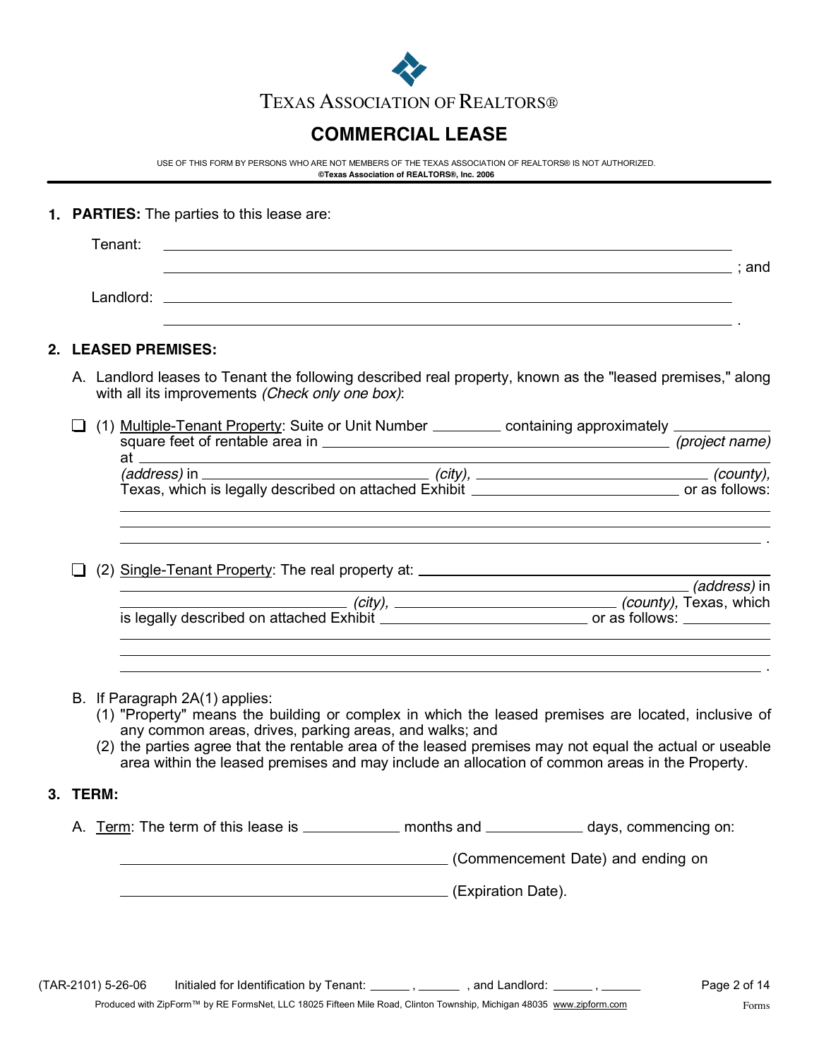TEXAS ASSOCIATION OF REALTORS®

# COMMERCIAL LEASE

USE OF THIS FORM BY PERSONS WHO ARE NOT MEMBERS OF THE TEXAS ASSOCIATION OF REALTORS® IS NOT AUTHORIZED.
**©Texas Association of REALTORS®, Inc. 2006**

---

1. **PARTIES:** The parties to this lease are:

   Tenant: ______________________________________________________________________
   ______________________________________________________________________ ; and

   Landlord: ______________________________________________________________________
   ______________________________________________________________________ .

2. **LEASED PREMISES:**

   A. Landlord leases to Tenant the following described real property, known as the "leased premises," along with all its improvements *(Check only one box)*:

   ☐ (1) Multiple-Tenant Property: Suite or Unit Number ________ containing approximately ____________ square feet of rentable area in ______________________________ *(project name)* at ______________________________ *(address)* in ______________ *(city)*, ______________ *(county)*, Texas, which is legally described on attached Exhibit ______________ or as follows:
   ______________________________________________________________________
   ______________________________________________________________________
   ______________________________________________________________________ .

   ☐ (2) Single-Tenant Property: The real property at: ______________________________
   ______________________________ *(address)* in ______________ *(city)*, ______________ *(county)*, Texas, which is legally described on attached Exhibit ______________ or as follows: __________
   ______________________________________________________________________
   ______________________________________________________________________
   ______________________________________________________________________ .

   B. If Paragraph 2A(1) applies:
   (1) "Property" means the building or complex in which the leased premises are located, inclusive of any common areas, drives, parking areas, and walks; and
   (2) the parties agree that the rentable area of the leased premises may not equal the actual or useable area within the leased premises and may include an allocation of common areas in the Property.

3. **TERM:**

   A. Term: The term of this lease is ____________ months and ____________ days, commencing on:

   ______________________________ (Commencement Date) and ending on

   ______________________________ (Expiration Date).

(TAR-2101) 5-26-06 Initialed for Identification by Tenant: ______ , ______ , and Landlord: ______ , ______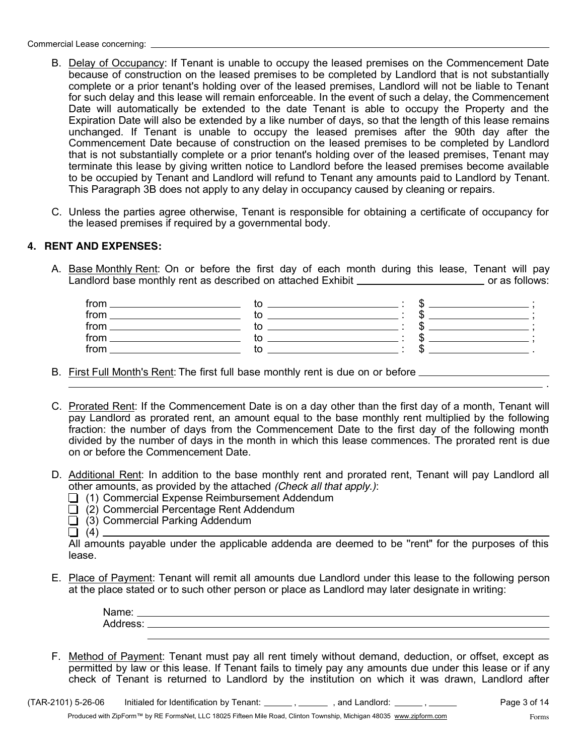B. Delay of Occupancy: If Tenant is unable to occupy the leased premises on the Commencement Date because of construction on the leased premises to be completed by Landlord that is not substantially complete or a prior tenant's holding over of the leased premises, Landlord will not be liable to Tenant for such delay and this lease will remain enforceable. In the event of such a delay, the Commencement Date will automatically be extended to the date Tenant is able to occupy the Property and the Expiration Date will also be extended by a like number of days, so that the length of this lease remains unchanged. If Tenant is unable to occupy the leased premises after the 90th day after the Commencement Date because of construction on the leased premises to be completed by Landlord that is not substantially complete or a prior tenant's holding over of the leased premises, Tenant may terminate this lease by giving written notice to Landlord before the leased premises become available to be occupied by Tenant and Landlord will refund to Tenant any amounts paid to Landlord by Tenant. This Paragraph 3B does not apply to any delay in occupancy caused by cleaning or repairs.

C. Unless the parties agree otherwise, Tenant is responsible for obtaining a certificate of occupancy for the leased premises if required by a governmental body.

## 4. RENT AND EXPENSES:

A. Base Monthly Rent: On or before the first day of each month during this lease, Tenant will pay Landlord base monthly rent as described on attached Exhibit ______________________ or as follows:

from ______________________ to ______________________ : $ __________________ ;
from ______________________ to ______________________ : $ __________________ ;
from ______________________ to ______________________ : $ __________________ ;
from ______________________ to ______________________ : $ __________________ ;
from ______________________ to ______________________ : $ __________________ .

B. First Full Month's Rent: The first full base monthly rent is due on or before ______________________________________________ .

C. Prorated Rent: If the Commencement Date is on a day other than the first day of a month, Tenant will pay Landlord as prorated rent, an amount equal to the base monthly rent multiplied by the following fraction: the number of days from the Commencement Date to the first day of the following month divided by the number of days in the month in which this lease commences. The prorated rent is due on or before the Commencement Date.

D. Additional Rent: In addition to the base monthly rent and prorated rent, Tenant will pay Landlord all other amounts, as provided by the attached *(Check all that apply.)*:

- ☐ (1) Commercial Expense Reimbursement Addendum
- ☐ (2) Commercial Percentage Rent Addendum
- ☐ (3) Commercial Parking Addendum
- ☐ (4) ______________________________________________

All amounts payable under the applicable addenda are deemed to be "rent" for the purposes of this lease.

E. Place of Payment: Tenant will remit all amounts due Landlord under this lease to the following person at the place stated or to such other person or place as Landlord may later designate in writing:

Name: ______________________________________________
Address: ______________________________________________
______________________________________________

F. Method of Payment: Tenant must pay all rent timely without demand, deduction, or offset, except as permitted by law or this lease. If Tenant fails to timely pay any amounts due under this lease or if any check of Tenant is returned to Landlord by the institution on which it was drawn, Landlord after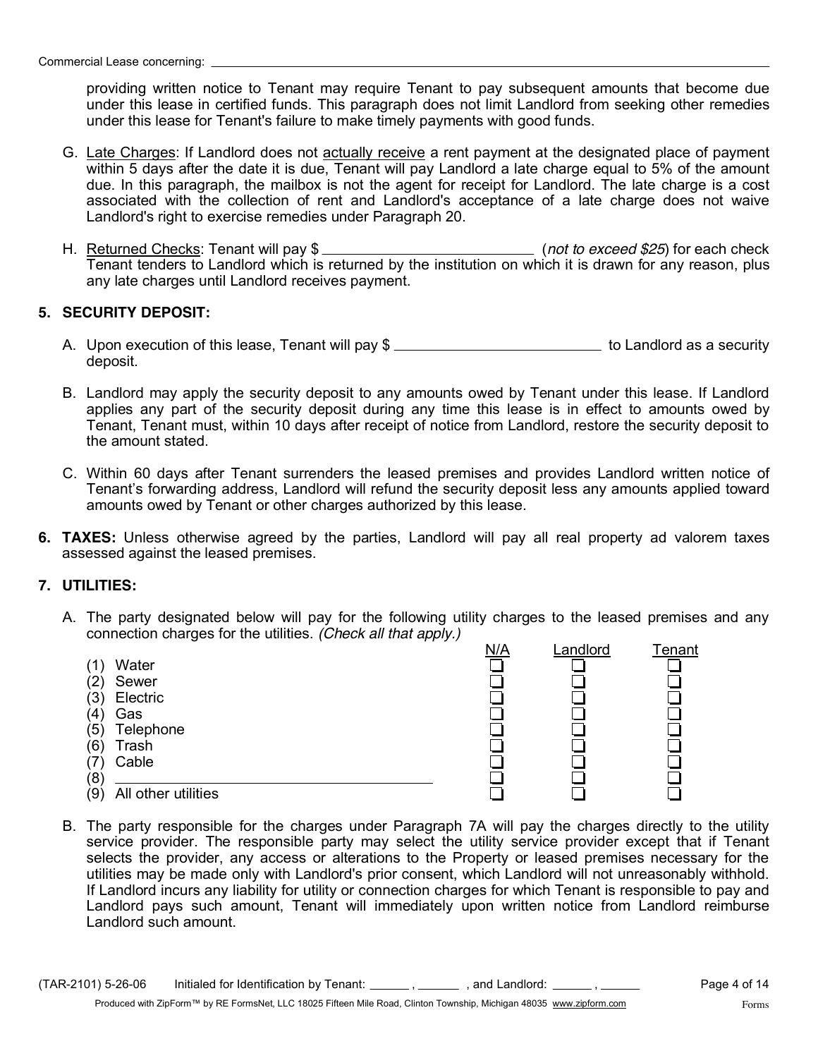providing written notice to Tenant may require Tenant to pay subsequent amounts that become due under this lease in certified funds. This paragraph does not limit Landlord from seeking other remedies under this lease for Tenant's failure to make timely payments with good funds.

G. Late Charges: If Landlord does not actually receive a rent payment at the designated place of payment within 5 days after the date it is due, Tenant will pay Landlord a late charge equal to 5% of the amount due. In this paragraph, the mailbox is not the agent for receipt for Landlord. The late charge is a cost associated with the collection of rent and Landlord's acceptance of a late charge does not waive Landlord's right to exercise remedies under Paragraph 20.

H. Returned Checks: Tenant will pay $ ___________________________ (*not to exceed $25*) for each check Tenant tenders to Landlord which is returned by the institution on which it is drawn for any reason, plus any late charges until Landlord receives payment.

**5. SECURITY DEPOSIT:**

A. Upon execution of this lease, Tenant will pay $ ___________________________ to Landlord as a security deposit.

B. Landlord may apply the security deposit to any amounts owed by Tenant under this lease. If Landlord applies any part of the security deposit during any time this lease is in effect to amounts owed by Tenant, Tenant must, within 10 days after receipt of notice from Landlord, restore the security deposit to the amount stated.

C. Within 60 days after Tenant surrenders the leased premises and provides Landlord written notice of Tenant's forwarding address, Landlord will refund the security deposit less any amounts applied toward amounts owed by Tenant or other charges authorized by this lease.

**6. TAXES:** Unless otherwise agreed by the parties, Landlord will pay all real property ad valorem taxes assessed against the leased premises.

**7. UTILITIES:**

A. The party designated below will pay for the following utility charges to the leased premises and any connection charges for the utilities. *(Check all that apply.)*

| | N/A | Landlord | Tenant |
|---|---|---|---|
| (1) Water | ☐ | ☐ | ☐ |
| (2) Sewer | ☐ | ☐ | ☐ |
| (3) Electric | ☐ | ☐ | ☐ |
| (4) Gas | ☐ | ☐ | ☐ |
| (5) Telephone | ☐ | ☐ | ☐ |
| (6) Trash | ☐ | ☐ | ☐ |
| (7) Cable | ☐ | ☐ | ☐ |
| (8) ___________________________ | ☐ | ☐ | ☐ |
| (9) All other utilities | ☐ | ☐ | ☐ |

B. The party responsible for the charges under Paragraph 7A will pay the charges directly to the utility service provider. The responsible party may select the utility service provider except that if Tenant selects the provider, any access or alterations to the Property or leased premises necessary for the utilities may be made only with Landlord's prior consent, which Landlord will not unreasonably withhold. If Landlord incurs any liability for utility or connection charges for which Tenant is responsible to pay and Landlord pays such amount, Tenant will immediately upon written notice from Landlord reimburse Landlord such amount.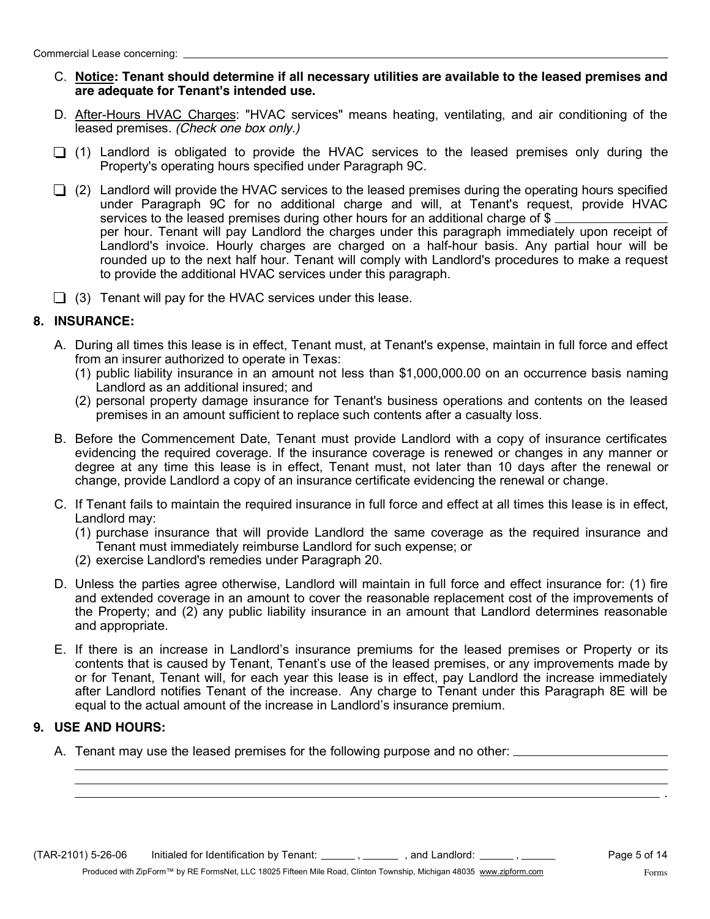C. **Notice: Tenant should determine if all necessary utilities are available to the leased premises and are adequate for Tenant's intended use.**

D. After-Hours HVAC Charges: "HVAC services" means heating, ventilating, and air conditioning of the leased premises. *(Check one box only.)*

☐ (1) Landlord is obligated to provide the HVAC services to the leased premises only during the Property's operating hours specified under Paragraph 9C.

☐ (2) Landlord will provide the HVAC services to the leased premises during the operating hours specified under Paragraph 9C for no additional charge and will, at Tenant's request, provide HVAC services to the leased premises during other hours for an additional charge of $ ________________ per hour. Tenant will pay Landlord the charges under this paragraph immediately upon receipt of Landlord's invoice. Hourly charges are charged on a half-hour basis. Any partial hour will be rounded up to the next half hour. Tenant will comply with Landlord's procedures to make a request to provide the additional HVAC services under this paragraph.

☐ (3) Tenant will pay for the HVAC services under this lease.

## 8. INSURANCE:

A. During all times this lease is in effect, Tenant must, at Tenant's expense, maintain in full force and effect from an insurer authorized to operate in Texas:
   (1) public liability insurance in an amount not less than $1,000,000.00 on an occurrence basis naming Landlord as an additional insured; and
   (2) personal property damage insurance for Tenant's business operations and contents on the leased premises in an amount sufficient to replace such contents after a casualty loss.

B. Before the Commencement Date, Tenant must provide Landlord with a copy of insurance certificates evidencing the required coverage. If the insurance coverage is renewed or changes in any manner or degree at any time this lease is in effect, Tenant must, not later than 10 days after the renewal or change, provide Landlord a copy of an insurance certificate evidencing the renewal or change.

C. If Tenant fails to maintain the required insurance in full force and effect at all times this lease is in effect, Landlord may:
   (1) purchase insurance that will provide Landlord the same coverage as the required insurance and Tenant must immediately reimburse Landlord for such expense; or
   (2) exercise Landlord's remedies under Paragraph 20.

D. Unless the parties agree otherwise, Landlord will maintain in full force and effect insurance for: (1) fire and extended coverage in an amount to cover the reasonable replacement cost of the improvements of the Property; and (2) any public liability insurance in an amount that Landlord determines reasonable and appropriate.

E. If there is an increase in Landlord's insurance premiums for the leased premises or Property or its contents that is caused by Tenant, Tenant's use of the leased premises, or any improvements made by or for Tenant, Tenant will, for each year this lease is in effect, pay Landlord the increase immediately after Landlord notifies Tenant of the increase. Any charge to Tenant under this Paragraph 8E will be equal to the actual amount of the increase in Landlord's insurance premium.

## 9. USE AND HOURS:

A. Tenant may use the leased premises for the following purpose and no other: ______________________
________________________________________________________________________________
________________________________________________________________________________
________________________________________________________________________________.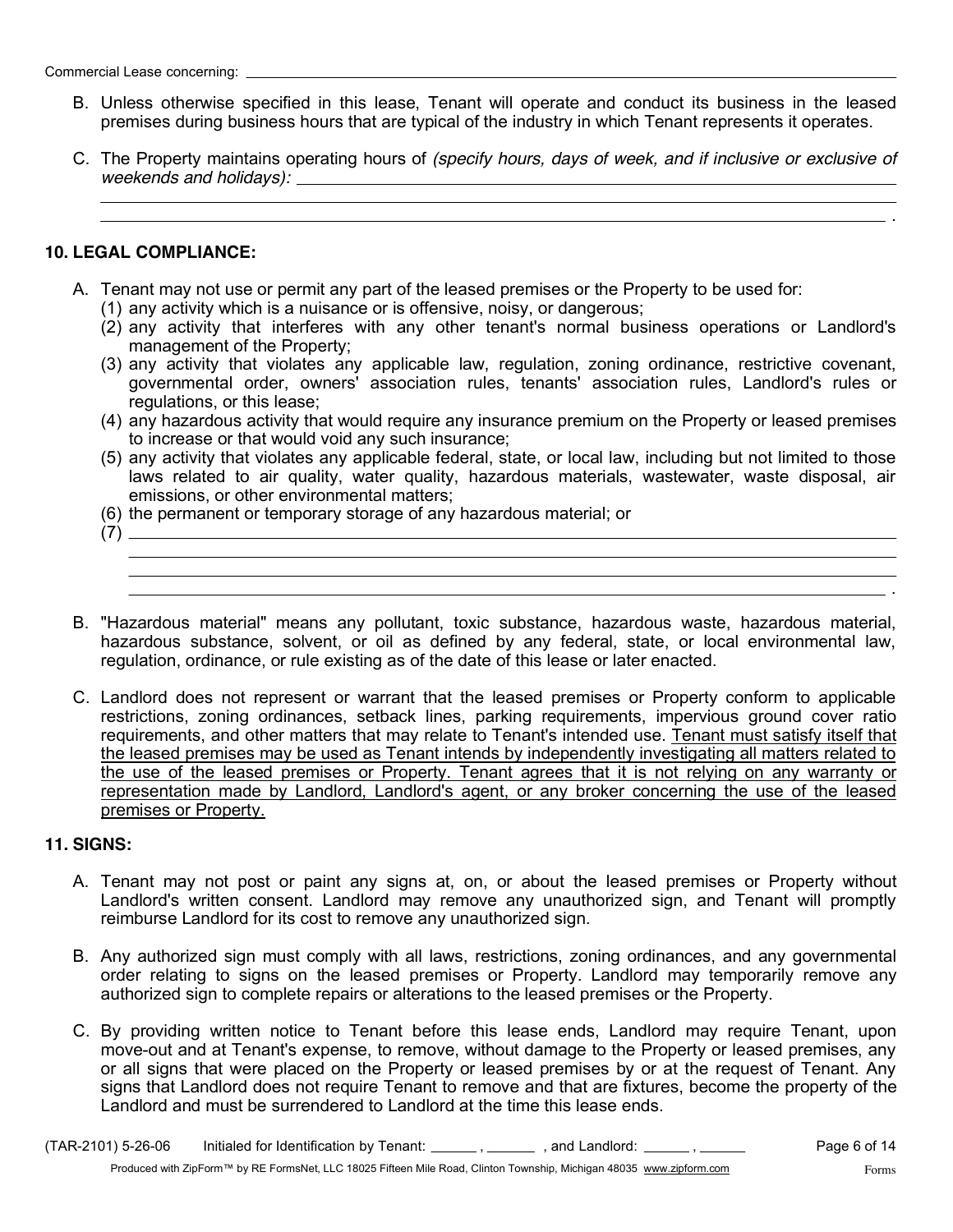Commercial Lease concerning: ______________________________

B. Unless otherwise specified in this lease, Tenant will operate and conduct its business in the leased premises during business hours that are typical of the industry in which Tenant represents it operates.

C. The Property maintains operating hours of *(specify hours, days of week, and if inclusive or exclusive of weekends and holidays):* ______________________________
______________________________
______________________________.

## 10. LEGAL COMPLIANCE:

A. Tenant may not use or permit any part of the leased premises or the Property to be used for:

(1) any activity which is a nuisance or is offensive, noisy, or dangerous;

(2) any activity that interferes with any other tenant's normal business operations or Landlord's management of the Property;

(3) any activity that violates any applicable law, regulation, zoning ordinance, restrictive covenant, governmental order, owners' association rules, tenants' association rules, Landlord's rules or regulations, or this lease;

(4) any hazardous activity that would require any insurance premium on the Property or leased premises to increase or that would void any such insurance;

(5) any activity that violates any applicable federal, state, or local law, including but not limited to those laws related to air quality, water quality, hazardous materials, wastewater, waste disposal, air emissions, or other environmental matters;

(6) the permanent or temporary storage of any hazardous material; or

(7) ______________________________
______________________________
______________________________
______________________________.

B. "Hazardous material" means any pollutant, toxic substance, hazardous waste, hazardous material, hazardous substance, solvent, or oil as defined by any federal, state, or local environmental law, regulation, ordinance, or rule existing as of the date of this lease or later enacted.

C. Landlord does not represent or warrant that the leased premises or Property conform to applicable restrictions, zoning ordinances, setback lines, parking requirements, impervious ground cover ratio requirements, and other matters that may relate to Tenant's intended use. <u>Tenant must satisfy itself that the leased premises may be used as Tenant intends by independently investigating all matters related to the use of the leased premises or Property. Tenant agrees that it is not relying on any warranty or representation made by Landlord, Landlord's agent, or any broker concerning the use of the leased premises or Property.</u>

## 11. SIGNS:

A. Tenant may not post or paint any signs at, on, or about the leased premises or Property without Landlord's written consent. Landlord may remove any unauthorized sign, and Tenant will promptly reimburse Landlord for its cost to remove any unauthorized sign.

B. Any authorized sign must comply with all laws, restrictions, zoning ordinances, and any governmental order relating to signs on the leased premises or Property. Landlord may temporarily remove any authorized sign to complete repairs or alterations to the leased premises or the Property.

C. By providing written notice to Tenant before this lease ends, Landlord may require Tenant, upon move-out and at Tenant's expense, to remove, without damage to the Property or leased premises, any or all signs that were placed on the Property or leased premises by or at the request of Tenant. Any signs that Landlord does not require Tenant to remove and that are fixtures, become the property of the Landlord and must be surrendered to Landlord at the time this lease ends.

(TAR-2101) 5-26-06 Initialed for Identification by Tenant: ______ , ______ , and Landlord: ______ , ______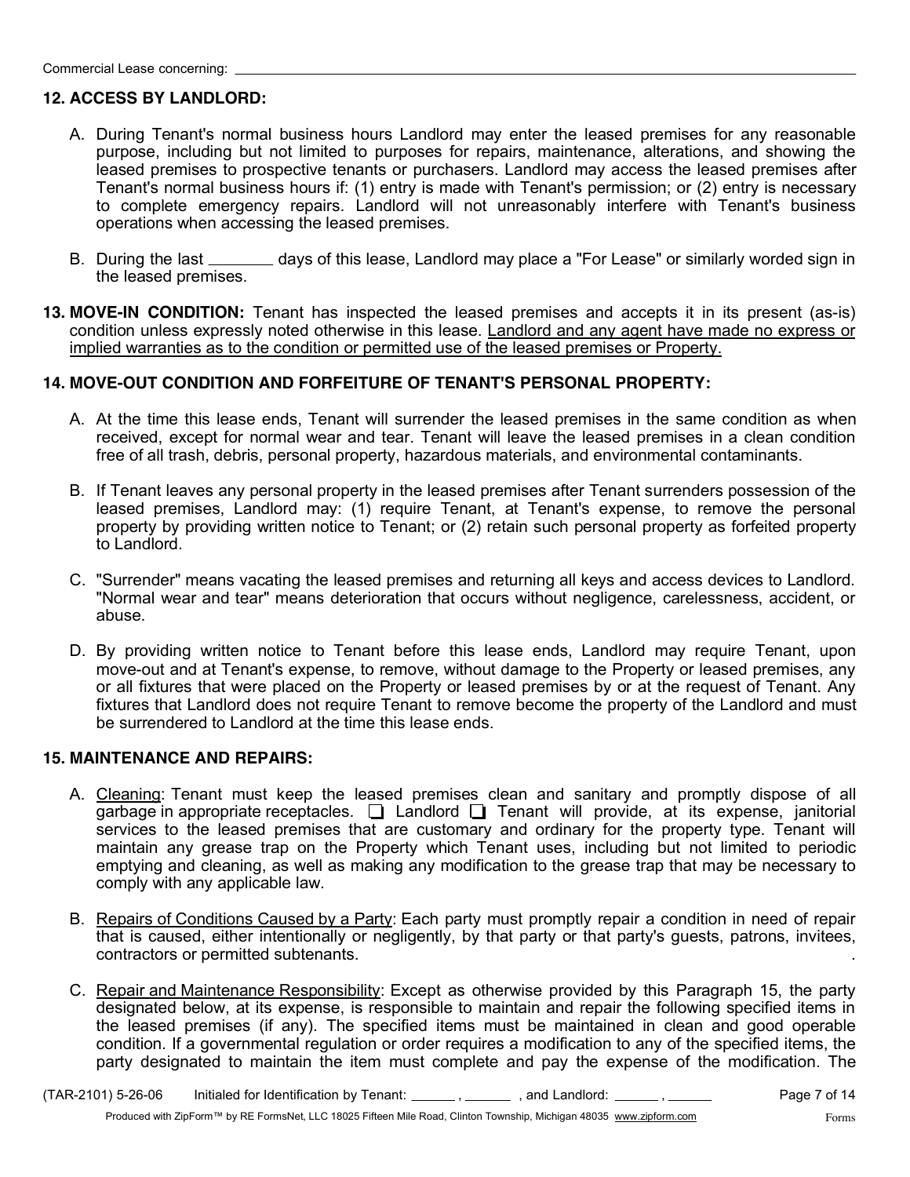Commercial Lease concerning: ______________________________________________

**12. ACCESS BY LANDLORD:**

A. During Tenant's normal business hours Landlord may enter the leased premises for any reasonable purpose, including but not limited to purposes for repairs, maintenance, alterations, and showing the leased premises to prospective tenants or purchasers. Landlord may access the leased premises after Tenant's normal business hours if: (1) entry is made with Tenant's permission; or (2) entry is necessary to complete emergency repairs. Landlord will not unreasonably interfere with Tenant's business operations when accessing the leased premises.

B. During the last ________ days of this lease, Landlord may place a "For Lease" or similarly worded sign in the leased premises.

**13. MOVE-IN CONDITION:** Tenant has inspected the leased premises and accepts it in its present (as-is) condition unless expressly noted otherwise in this lease. Landlord and any agent have made no express or implied warranties as to the condition or permitted use of the leased premises or Property.

**14. MOVE-OUT CONDITION AND FORFEITURE OF TENANT'S PERSONAL PROPERTY:**

A. At the time this lease ends, Tenant will surrender the leased premises in the same condition as when received, except for normal wear and tear. Tenant will leave the leased premises in a clean condition free of all trash, debris, personal property, hazardous materials, and environmental contaminants.

B. If Tenant leaves any personal property in the leased premises after Tenant surrenders possession of the leased premises, Landlord may: (1) require Tenant, at Tenant's expense, to remove the personal property by providing written notice to Tenant; or (2) retain such personal property as forfeited property to Landlord.

C. "Surrender" means vacating the leased premises and returning all keys and access devices to Landlord. "Normal wear and tear" means deterioration that occurs without negligence, carelessness, accident, or abuse.

D. By providing written notice to Tenant before this lease ends, Landlord may require Tenant, upon move-out and at Tenant's expense, to remove, without damage to the Property or leased premises, any or all fixtures that were placed on the Property or leased premises by or at the request of Tenant. Any fixtures that Landlord does not require Tenant to remove become the property of the Landlord and must be surrendered to Landlord at the time this lease ends.

**15. MAINTENANCE AND REPAIRS:**

A. Cleaning: Tenant must keep the leased premises clean and sanitary and promptly dispose of all garbage in appropriate receptacles. ☐ Landlord ☐ Tenant will provide, at its expense, janitorial services to the leased premises that are customary and ordinary for the property type. Tenant will maintain any grease trap on the Property which Tenant uses, including but not limited to periodic emptying and cleaning, as well as making any modification to the grease trap that may be necessary to comply with any applicable law.

B. Repairs of Conditions Caused by a Party: Each party must promptly repair a condition in need of repair that is caused, either intentionally or negligently, by that party or that party's guests, patrons, invitees, contractors or permitted subtenants.

C. Repair and Maintenance Responsibility: Except as otherwise provided by this Paragraph 15, the party designated below, at its expense, is responsible to maintain and repair the following specified items in the leased premises (if any). The specified items must be maintained in clean and good operable condition. If a governmental regulation or order requires a modification to any of the specified items, the party designated to maintain the item must complete and pay the expense of the modification. The

(TAR-2101) 5-26-06 Initialed for Identification by Tenant: ______ , ______ , and Landlord: ______ , ______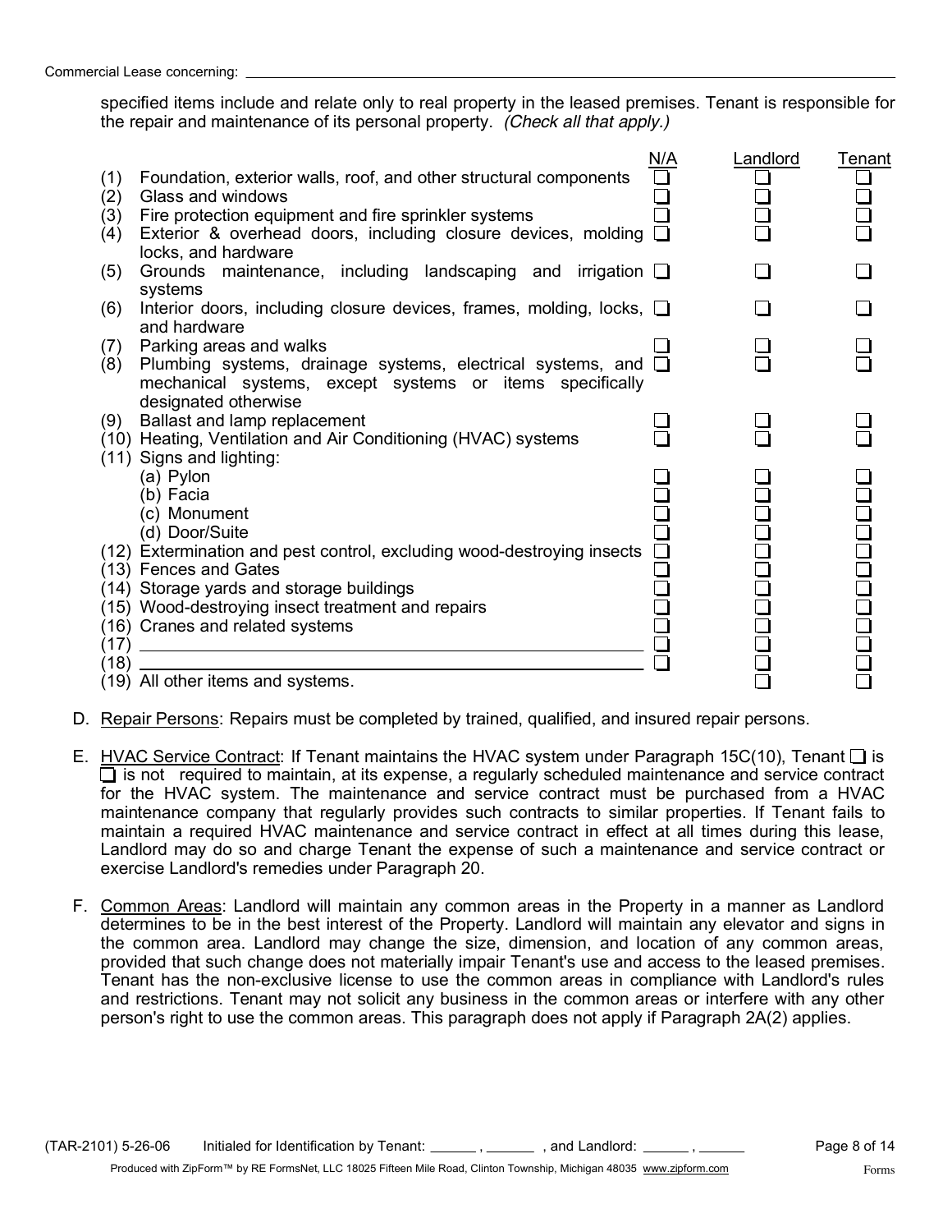Commercial Lease concerning: ______________________________

specified items include and relate only to real property in the leased premises. Tenant is responsible for the repair and maintenance of its personal property. *(Check all that apply.)*

| | | N/A | Landlord | Tenant |
|---|---|---|---|---|
| (1) | Foundation, exterior walls, roof, and other structural components | ☐ | ☐ | ☐ |
| (2) | Glass and windows | ☐ | ☐ | ☐ |
| (3) | Fire protection equipment and fire sprinkler systems | ☐ | ☐ | ☐ |
| (4) | Exterior & overhead doors, including closure devices, molding locks, and hardware | ☐ | ☐ | ☐ |
| (5) | Grounds maintenance, including landscaping and irrigation systems | ☐ | ☐ | ☐ |
| (6) | Interior doors, including closure devices, frames, molding, locks, and hardware | ☐ | ☐ | ☐ |
| (7) | Parking areas and walks | ☐ | ☐ | ☐ |
| (8) | Plumbing systems, drainage systems, electrical systems, and mechanical systems, except systems or items specifically designated otherwise | ☐ | ☐ | ☐ |
| (9) | Ballast and lamp replacement | ☐ | ☐ | ☐ |
| (10) | Heating, Ventilation and Air Conditioning (HVAC) systems | ☐ | ☐ | ☐ |
| (11) | Signs and lighting: | | | |
| | (a) Pylon | ☐ | ☐ | ☐ |
| | (b) Facia | ☐ | ☐ | ☐ |
| | (c) Monument | ☐ | ☐ | ☐ |
| | (d) Door/Suite | ☐ | ☐ | ☐ |
| (12) | Extermination and pest control, excluding wood-destroying insects | ☐ | ☐ | ☐ |
| (13) | Fences and Gates | ☐ | ☐ | ☐ |
| (14) | Storage yards and storage buildings | ☐ | ☐ | ☐ |
| (15) | Wood-destroying insect treatment and repairs | ☐ | ☐ | ☐ |
| (16) | Cranes and related systems | ☐ | ☐ | ☐ |
| (17) | ______________________________ | ☐ | ☐ | ☐ |
| (18) | ______________________________ | ☐ | ☐ | ☐ |
| (19) | All other items and systems. | | ☐ | ☐ |

D. <u>Repair Persons</u>: Repairs must be completed by trained, qualified, and insured repair persons.

E. <u>HVAC Service Contract</u>: If Tenant maintains the HVAC system under Paragraph 15C(10), Tenant ☐ is ☐ is not required to maintain, at its expense, a regularly scheduled maintenance and service contract for the HVAC system. The maintenance and service contract must be purchased from a HVAC maintenance company that regularly provides such contracts to similar properties. If Tenant fails to maintain a required HVAC maintenance and service contract in effect at all times during this lease, Landlord may do so and charge Tenant the expense of such a maintenance and service contract or exercise Landlord's remedies under Paragraph 20.

F. <u>Common Areas</u>: Landlord will maintain any common areas in the Property in a manner as Landlord determines to be in the best interest of the Property. Landlord will maintain any elevator and signs in the common area. Landlord may change the size, dimension, and location of any common areas, provided that such change does not materially impair Tenant's use and access to the leased premises. Tenant has the non-exclusive license to use the common areas in compliance with Landlord's rules and restrictions. Tenant may not solicit any business in the common areas or interfere with any other person's right to use the common areas. This paragraph does not apply if Paragraph 2A(2) applies.

(TAR-2101) 5-26-06 Initialed for Identification by Tenant: ______ , ______ , and Landlord: ______ , ______

Produced with ZipForm™ by RE FormsNet, LLC 18025 Fifteen Mile Road, Clinton Township, Michigan 48035 www.zipform.com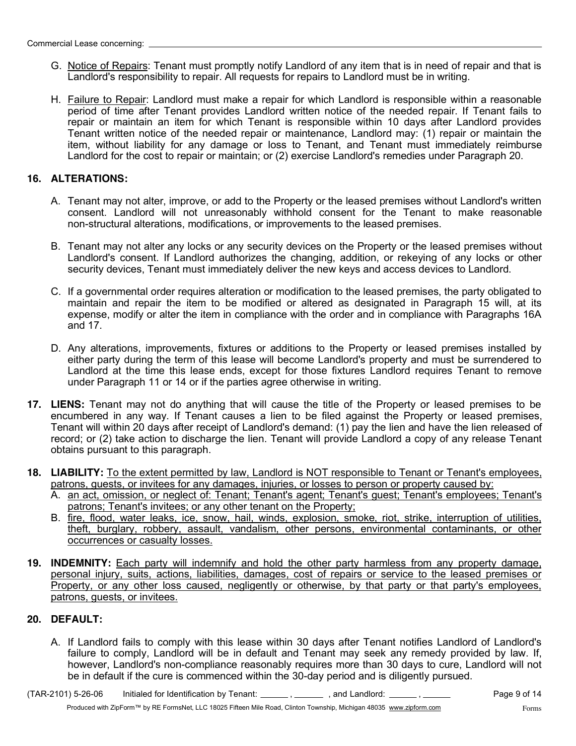G. Notice of Repairs: Tenant must promptly notify Landlord of any item that is in need of repair and that is Landlord's responsibility to repair. All requests for repairs to Landlord must be in writing.

H. Failure to Repair: Landlord must make a repair for which Landlord is responsible within a reasonable period of time after Tenant provides Landlord written notice of the needed repair. If Tenant fails to repair or maintain an item for which Tenant is responsible within 10 days after Landlord provides Tenant written notice of the needed repair or maintenance, Landlord may: (1) repair or maintain the item, without liability for any damage or loss to Tenant, and Tenant must immediately reimburse Landlord for the cost to repair or maintain; or (2) exercise Landlord's remedies under Paragraph 20.

**16. ALTERATIONS:**

A. Tenant may not alter, improve, or add to the Property or the leased premises without Landlord's written consent. Landlord will not unreasonably withhold consent for the Tenant to make reasonable non-structural alterations, modifications, or improvements to the leased premises.

B. Tenant may not alter any locks or any security devices on the Property or the leased premises without Landlord's consent. If Landlord authorizes the changing, addition, or rekeying of any locks or other security devices, Tenant must immediately deliver the new keys and access devices to Landlord.

C. If a governmental order requires alteration or modification to the leased premises, the party obligated to maintain and repair the item to be modified or altered as designated in Paragraph 15 will, at its expense, modify or alter the item in compliance with the order and in compliance with Paragraphs 16A and 17.

D. Any alterations, improvements, fixtures or additions to the Property or leased premises installed by either party during the term of this lease will become Landlord's property and must be surrendered to Landlord at the time this lease ends, except for those fixtures Landlord requires Tenant to remove under Paragraph 11 or 14 or if the parties agree otherwise in writing.

**17. LIENS:** Tenant may not do anything that will cause the title of the Property or leased premises to be encumbered in any way. If Tenant causes a lien to be filed against the Property or leased premises, Tenant will within 20 days after receipt of Landlord's demand: (1) pay the lien and have the lien released of record; or (2) take action to discharge the lien. Tenant will provide Landlord a copy of any release Tenant obtains pursuant to this paragraph.

**18. LIABILITY:** To the extent permitted by law, Landlord is NOT responsible to Tenant or Tenant's employees, patrons, guests, or invitees for any damages, injuries, or losses to person or property caused by:

A. an act, omission, or neglect of: Tenant; Tenant's agent; Tenant's guest; Tenant's employees; Tenant's patrons; Tenant's invitees; or any other tenant on the Property;

B. fire, flood, water leaks, ice, snow, hail, winds, explosion, smoke, riot, strike, interruption of utilities, theft, burglary, robbery, assault, vandalism, other persons, environmental contaminants, or other occurrences or casualty losses.

**19. INDEMNITY:** Each party will indemnify and hold the other party harmless from any property damage, personal injury, suits, actions, liabilities, damages, cost of repairs or service to the leased premises or Property, or any other loss caused, negligently or otherwise, by that party or that party's employees, patrons, guests, or invitees.

**20. DEFAULT:**

A. If Landlord fails to comply with this lease within 30 days after Tenant notifies Landlord of Landlord's failure to comply, Landlord will be in default and Tenant may seek any remedy provided by law. If, however, Landlord's non-compliance reasonably requires more than 30 days to cure, Landlord will not be in default if the cure is commenced within the 30-day period and is diligently pursued.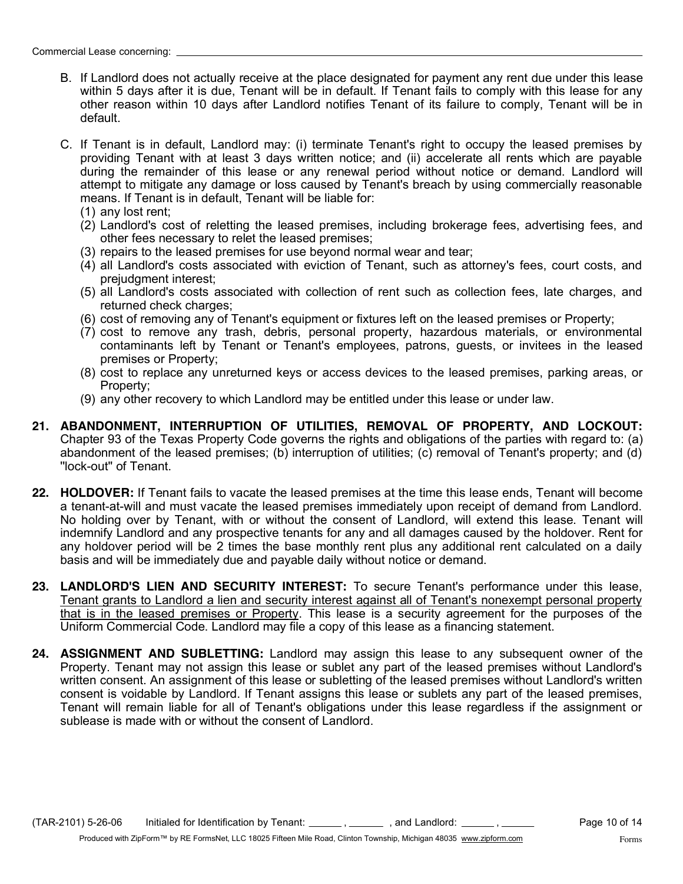B. If Landlord does not actually receive at the place designated for payment any rent due under this lease within 5 days after it is due, Tenant will be in default. If Tenant fails to comply with this lease for any other reason within 10 days after Landlord notifies Tenant of its failure to comply, Tenant will be in default.

C. If Tenant is in default, Landlord may: (i) terminate Tenant's right to occupy the leased premises by providing Tenant with at least 3 days written notice; and (ii) accelerate all rents which are payable during the remainder of this lease or any renewal period without notice or demand. Landlord will attempt to mitigate any damage or loss caused by Tenant's breach by using commercially reasonable means. If Tenant is in default, Tenant will be liable for:
   (1) any lost rent;
   (2) Landlord's cost of reletting the leased premises, including brokerage fees, advertising fees, and other fees necessary to relet the leased premises;
   (3) repairs to the leased premises for use beyond normal wear and tear;
   (4) all Landlord's costs associated with eviction of Tenant, such as attorney's fees, court costs, and prejudgment interest;
   (5) all Landlord's costs associated with collection of rent such as collection fees, late charges, and returned check charges;
   (6) cost of removing any of Tenant's equipment or fixtures left on the leased premises or Property;
   (7) cost to remove any trash, debris, personal property, hazardous materials, or environmental contaminants left by Tenant or Tenant's employees, patrons, guests, or invitees in the leased premises or Property;
   (8) cost to replace any unreturned keys or access devices to the leased premises, parking areas, or Property;
   (9) any other recovery to which Landlord may be entitled under this lease or under law.

**21. ABANDONMENT, INTERRUPTION OF UTILITIES, REMOVAL OF PROPERTY, AND LOCKOUT:** Chapter 93 of the Texas Property Code governs the rights and obligations of the parties with regard to: (a) abandonment of the leased premises; (b) interruption of utilities; (c) removal of Tenant's property; and (d) "lock-out" of Tenant.

**22. HOLDOVER:** If Tenant fails to vacate the leased premises at the time this lease ends, Tenant will become a tenant-at-will and must vacate the leased premises immediately upon receipt of demand from Landlord. No holding over by Tenant, with or without the consent of Landlord, will extend this lease. Tenant will indemnify Landlord and any prospective tenants for any and all damages caused by the holdover. Rent for any holdover period will be 2 times the base monthly rent plus any additional rent calculated on a daily basis and will be immediately due and payable daily without notice or demand.

**23. LANDLORD'S LIEN AND SECURITY INTEREST:** To secure Tenant's performance under this lease, Tenant grants to Landlord a lien and security interest against all of Tenant's nonexempt personal property that is in the leased premises or Property. This lease is a security agreement for the purposes of the Uniform Commercial Code. Landlord may file a copy of this lease as a financing statement.

**24. ASSIGNMENT AND SUBLETTING:** Landlord may assign this lease to any subsequent owner of the Property. Tenant may not assign this lease or sublet any part of the leased premises without Landlord's written consent. An assignment of this lease or subletting of the leased premises without Landlord's written consent is voidable by Landlord. If Tenant assigns this lease or sublets any part of the leased premises, Tenant will remain liable for all of Tenant's obligations under this lease regardless if the assignment or sublease is made with or without the consent of Landlord.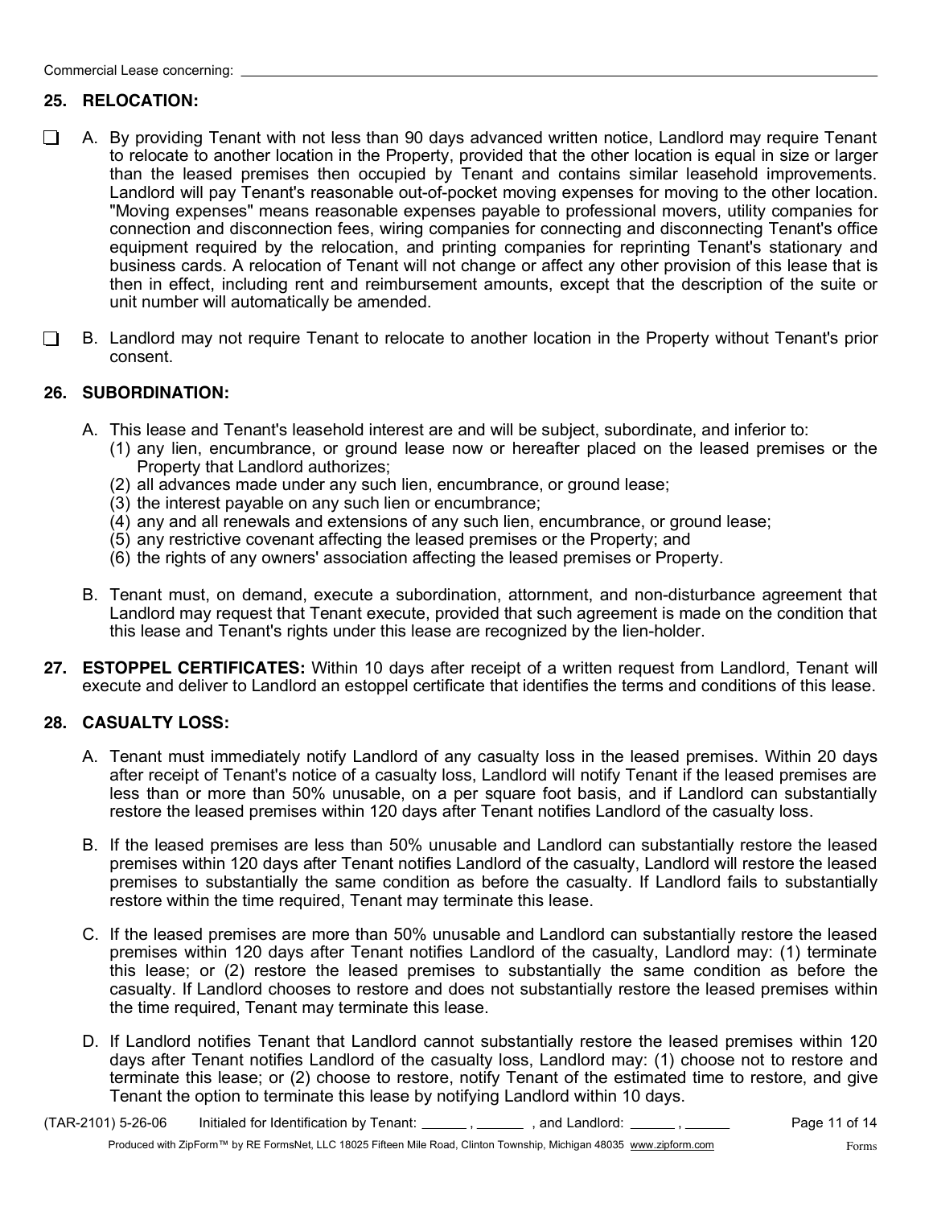## 25. RELOCATION:

☐ A. By providing Tenant with not less than 90 days advanced written notice, Landlord may require Tenant to relocate to another location in the Property, provided that the other location is equal in size or larger than the leased premises then occupied by Tenant and contains similar leasehold improvements. Landlord will pay Tenant's reasonable out-of-pocket moving expenses for moving to the other location. "Moving expenses" means reasonable expenses payable to professional movers, utility companies for connection and disconnection fees, wiring companies for connecting and disconnecting Tenant's office equipment required by the relocation, and printing companies for reprinting Tenant's stationary and business cards. A relocation of Tenant will not change or affect any other provision of this lease that is then in effect, including rent and reimbursement amounts, except that the description of the suite or unit number will automatically be amended.

☐ B. Landlord may not require Tenant to relocate to another location in the Property without Tenant's prior consent.

## 26. SUBORDINATION:

A. This lease and Tenant's leasehold interest are and will be subject, subordinate, and inferior to:
   (1) any lien, encumbrance, or ground lease now or hereafter placed on the leased premises or the Property that Landlord authorizes;
   (2) all advances made under any such lien, encumbrance, or ground lease;
   (3) the interest payable on any such lien or encumbrance;
   (4) any and all renewals and extensions of any such lien, encumbrance, or ground lease;
   (5) any restrictive covenant affecting the leased premises or the Property; and
   (6) the rights of any owners' association affecting the leased premises or Property.

B. Tenant must, on demand, execute a subordination, attornment, and non-disturbance agreement that Landlord may request that Tenant execute, provided that such agreement is made on the condition that this lease and Tenant's rights under this lease are recognized by the lien-holder.

## 27. ESTOPPEL CERTIFICATES:

Within 10 days after receipt of a written request from Landlord, Tenant will execute and deliver to Landlord an estoppel certificate that identifies the terms and conditions of this lease.

## 28. CASUALTY LOSS:

A. Tenant must immediately notify Landlord of any casualty loss in the leased premises. Within 20 days after receipt of Tenant's notice of a casualty loss, Landlord will notify Tenant if the leased premises are less than or more than 50% unusable, on a per square foot basis, and if Landlord can substantially restore the leased premises within 120 days after Tenant notifies Landlord of the casualty loss.

B. If the leased premises are less than 50% unusable and Landlord can substantially restore the leased premises within 120 days after Tenant notifies Landlord of the casualty, Landlord will restore the leased premises to substantially the same condition as before the casualty. If Landlord fails to substantially restore within the time required, Tenant may terminate this lease.

C. If the leased premises are more than 50% unusable and Landlord can substantially restore the leased premises within 120 days after Tenant notifies Landlord of the casualty, Landlord may: (1) terminate this lease; or (2) restore the leased premises to substantially the same condition as before the casualty. If Landlord chooses to restore and does not substantially restore the leased premises within the time required, Tenant may terminate this lease.

D. If Landlord notifies Tenant that Landlord cannot substantially restore the leased premises within 120 days after Tenant notifies Landlord of the casualty loss, Landlord may: (1) choose not to restore and terminate this lease; or (2) choose to restore, notify Tenant of the estimated time to restore, and give Tenant the option to terminate this lease by notifying Landlord within 10 days.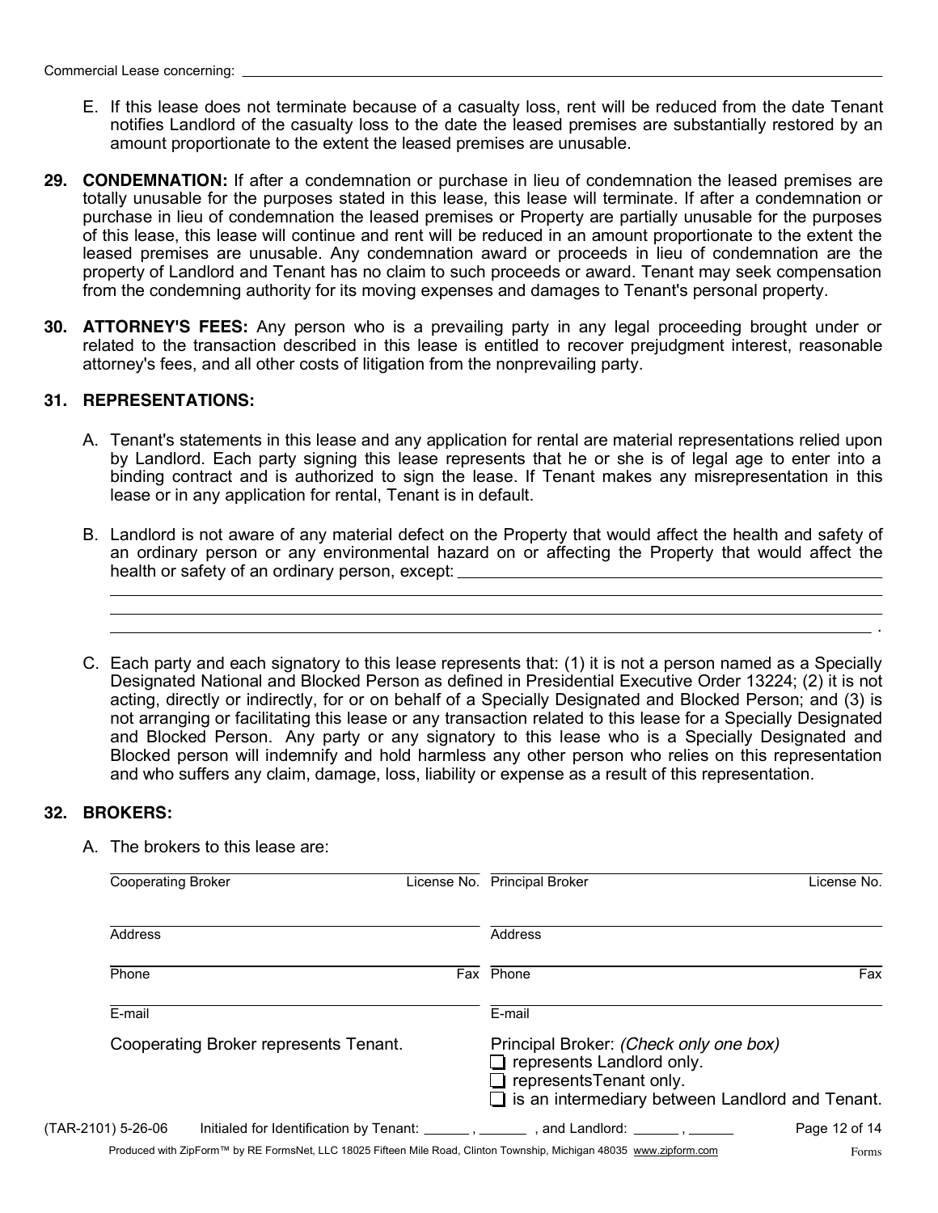Commercial Lease concerning: ______________________________

E. If this lease does not terminate because of a casualty loss, rent will be reduced from the date Tenant notifies Landlord of the casualty loss to the date the leased premises are substantially restored by an amount proportionate to the extent the leased premises are unusable.

**29. CONDEMNATION:** If after a condemnation or purchase in lieu of condemnation the leased premises are totally unusable for the purposes stated in this lease, this lease will terminate. If after a condemnation or purchase in lieu of condemnation the leased premises or Property are partially unusable for the purposes of this lease, this lease will continue and rent will be reduced in an amount proportionate to the extent the leased premises are unusable. Any condemnation award or proceeds in lieu of condemnation are the property of Landlord and Tenant has no claim to such proceeds or award. Tenant may seek compensation from the condemning authority for its moving expenses and damages to Tenant's personal property.

**30. ATTORNEY'S FEES:** Any person who is a prevailing party in any legal proceeding brought under or related to the transaction described in this lease is entitled to recover prejudgment interest, reasonable attorney's fees, and all other costs of litigation from the nonprevailing party.

**31. REPRESENTATIONS:**

A. Tenant's statements in this lease and any application for rental are material representations relied upon by Landlord. Each party signing this lease represents that he or she is of legal age to enter into a binding contract and is authorized to sign the lease. If Tenant makes any misrepresentation in this lease or in any application for rental, Tenant is in default.

B. Landlord is not aware of any material defect on the Property that would affect the health and safety of an ordinary person or any environmental hazard on or affecting the Property that would affect the health or safety of an ordinary person, except: ______________________________

______________________________

______________________________

______________________________ .

C. Each party and each signatory to this lease represents that: (1) it is not a person named as a Specially Designated National and Blocked Person as defined in Presidential Executive Order 13224; (2) it is not acting, directly or indirectly, for or on behalf of a Specially Designated and Blocked Person; and (3) is not arranging or facilitating this lease or any transaction related to this lease for a Specially Designated and Blocked Person. Any party or any signatory to this lease who is a Specially Designated and Blocked person will indemnify and hold harmless any other person who relies on this representation and who suffers any claim, damage, loss, liability or expense as a result of this representation.

**32. BROKERS:**

A. The brokers to this lease are:

| | | | |
|---|---|---|---|
| Cooperating Broker | License No. | Principal Broker | License No. |
| Address | | Address | |
| Phone | Fax | Phone | Fax |
| E-mail | | E-mail | |
| Cooperating Broker represents Tenant. | | Principal Broker: *(Check only one box)*<br>☐ represents Landlord only.<br>☐ representsTenant only.<br>☐ is an intermediary between Landlord and Tenant. | |

(TAR-2101) 5-26-06 Initialed for Identification by Tenant: ______ , ______ , and Landlord: ______ , ______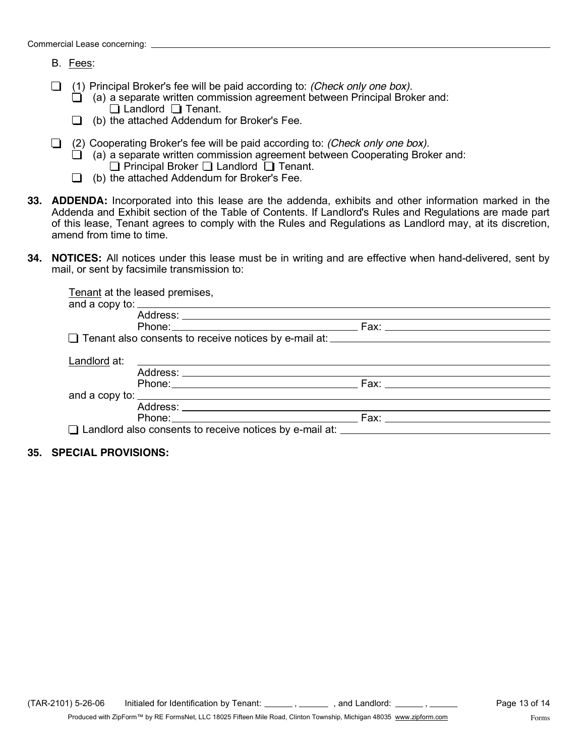B. Fees:

☐ (1) Principal Broker's fee will be paid according to: *(Check only one box).*
  ☐ (a) a separate written commission agreement between Principal Broker and:
    ☐ Landlord ☐ Tenant.
  ☐ (b) the attached Addendum for Broker's Fee.

☐ (2) Cooperating Broker's fee will be paid according to: *(Check only one box).*
  ☐ (a) a separate written commission agreement between Cooperating Broker and:
    ☐ Principal Broker ☐ Landlord ☐ Tenant.
  ☐ (b) the attached Addendum for Broker's Fee.

**33. ADDENDA:** Incorporated into this lease are the addenda, exhibits and other information marked in the Addenda and Exhibit section of the Table of Contents. If Landlord's Rules and Regulations are made part of this lease, Tenant agrees to comply with the Rules and Regulations as Landlord may, at its discretion, amend from time to time.

**34. NOTICES:** All notices under this lease must be in writing and are effective when hand-delivered, sent by mail, or sent by facsimile transmission to:

Tenant at the leased premises,
and a copy to: ______________________________
  Address: ______________________________
  Phone: ______________________ Fax: ______________________
☐ Tenant also consents to receive notices by e-mail at: ______________________

Landlord at: ______________________________
  Address: ______________________________
  Phone: ______________________ Fax: ______________________
and a copy to: ______________________________
  Address: ______________________________
  Phone: ______________________ Fax: ______________________
☐ Landlord also consents to receive notices by e-mail at: ______________________

**35. SPECIAL PROVISIONS:**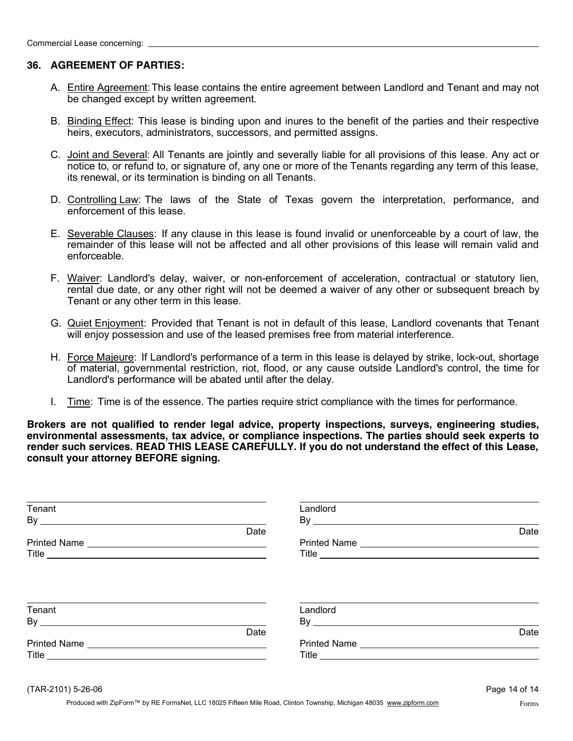## 36. AGREEMENT OF PARTIES:

A. Entire Agreement: This lease contains the entire agreement between Landlord and Tenant and may not be changed except by written agreement.

B. Binding Effect: This lease is binding upon and inures to the benefit of the parties and their respective heirs, executors, administrators, successors, and permitted assigns.

C. Joint and Several: All Tenants are jointly and severally liable for all provisions of this lease. Any act or notice to, or refund to, or signature of, any one or more of the Tenants regarding any term of this lease, its renewal, or its termination is binding on all Tenants.

D. Controlling Law: The laws of the State of Texas govern the interpretation, performance, and enforcement of this lease.

E. Severable Clauses: If any clause in this lease is found invalid or unenforceable by a court of law, the remainder of this lease will not be affected and all other provisions of this lease will remain valid and enforceable.

F. Waiver: Landlord's delay, waiver, or non-enforcement of acceleration, contractual or statutory lien, rental due date, or any other right will not be deemed a waiver of any other or subsequent breach by Tenant or any other term in this lease.

G. Quiet Enjoyment: Provided that Tenant is not in default of this lease, Landlord covenants that Tenant will enjoy possession and use of the leased premises free from material interference.

H. Force Majeure: If Landlord's performance of a term in this lease is delayed by strike, lock-out, shortage of material, governmental restriction, riot, flood, or any cause outside Landlord's control, the time for Landlord's performance will be abated until after the delay.

I. Time: Time is of the essence. The parties require strict compliance with the times for performance.

**Brokers are not qualified to render legal advice, property inspections, surveys, engineering studies, environmental assessments, tax advice, or compliance inspections. The parties should seek experts to render such services. READ THIS LEASE CAREFULLY. If you do not understand the effect of this Lease, consult your attorney BEFORE signing.**

| | |
|---|---|
| Tenant | Landlord |
| By ______________________ Date | By ______________________ Date |
| Printed Name ______________________ | Printed Name ______________________ |
| Title ______________________ | Title ______________________ |
| | |
| Tenant | Landlord |
| By ______________________ Date | By ______________________ Date |
| Printed Name ______________________ | Printed Name ______________________ |
| Title ______________________ | Title ______________________ |

(TAR-2101) 5-26-06